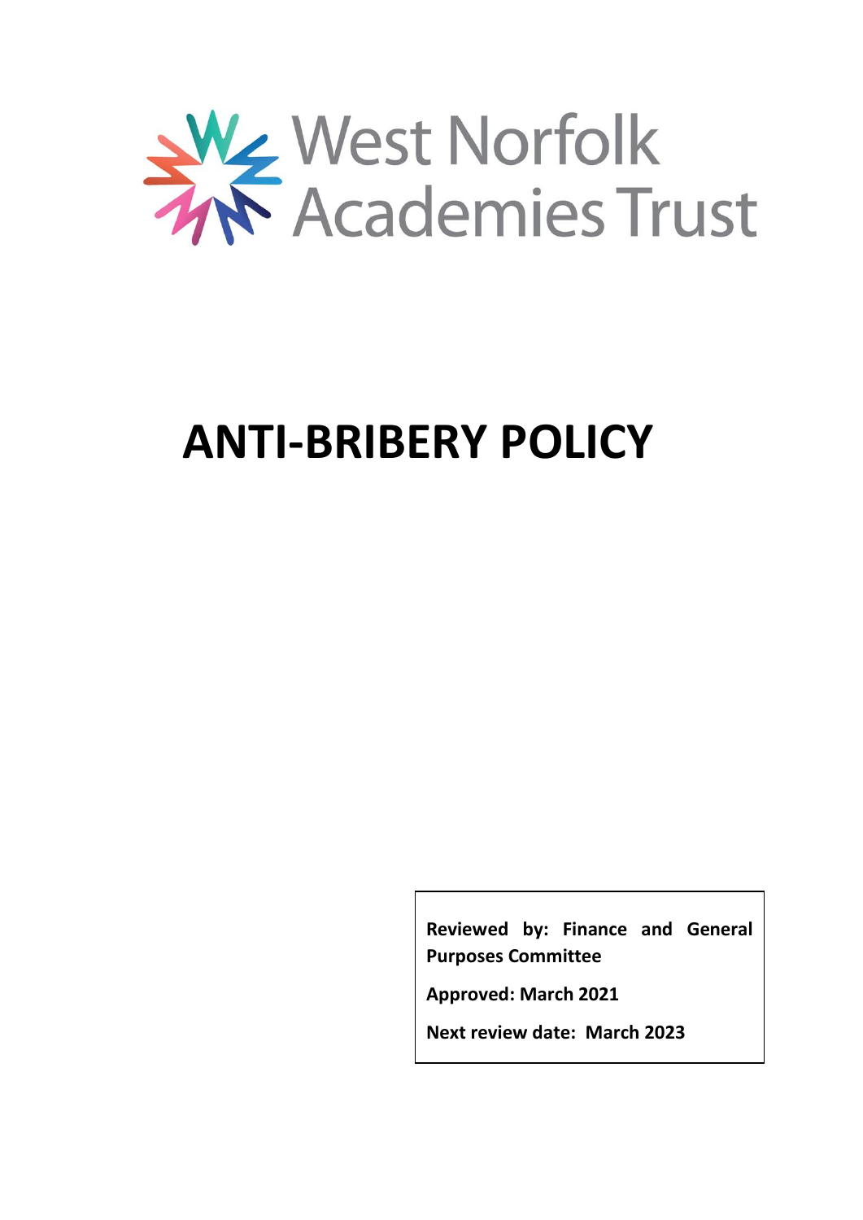West Norfolk Academies Trust

# ANTI-BRIBERY POLICY

**Reviewed by: Finance and General Purposes Committee**

**Approved: March 2021**

**Next review date: March 2023**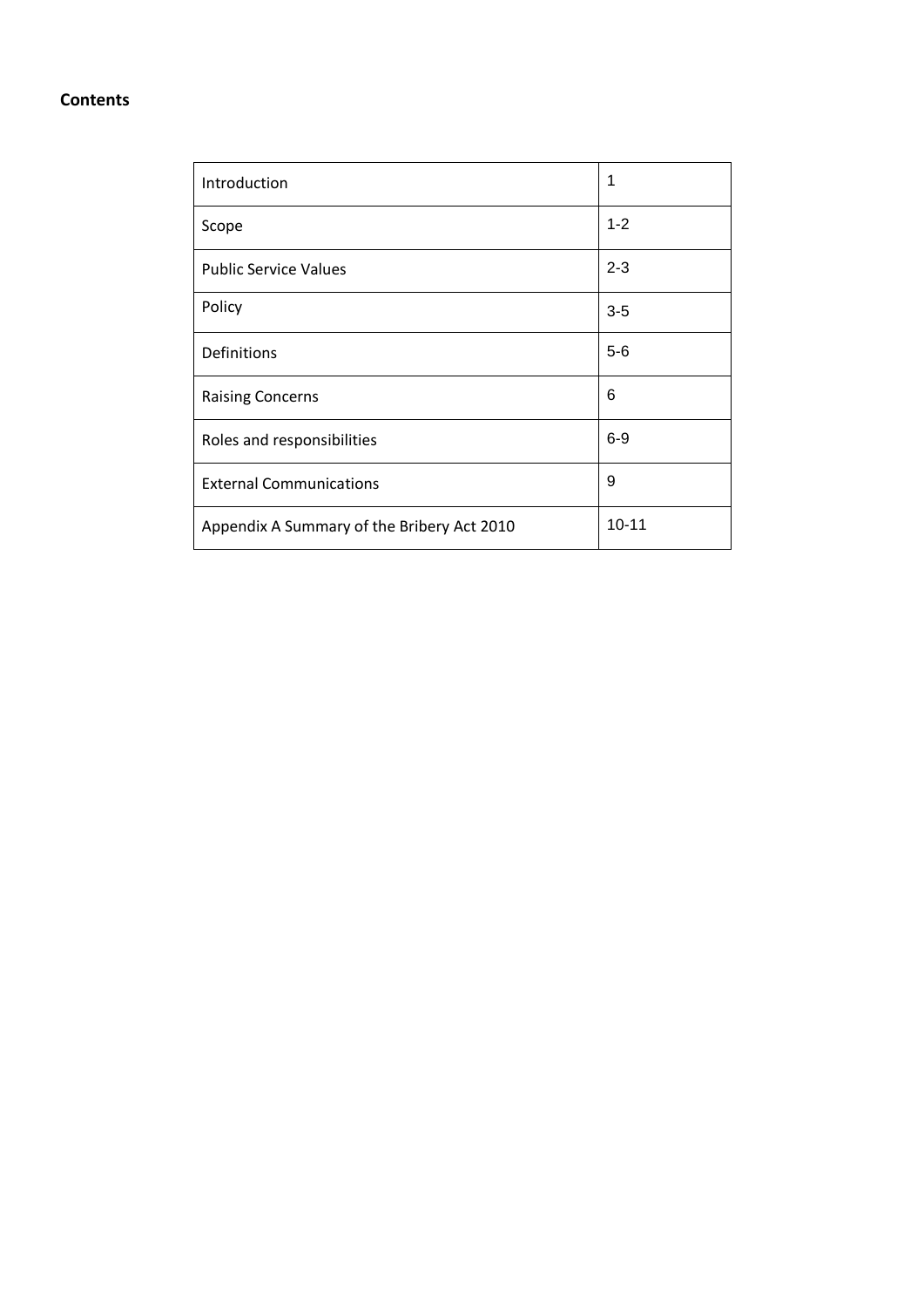**Contents**

| | |
|---|---|
| Introduction | 1 |
| Scope | 1-2 |
| Public Service Values | 2-3 |
| Policy | 3-5 |
| Definitions | 5-6 |
| Raising Concerns | 6 |
| Roles and responsibilities | 6-9 |
| External Communications | 9 |
| Appendix A Summary of the Bribery Act 2010 | 10-11 |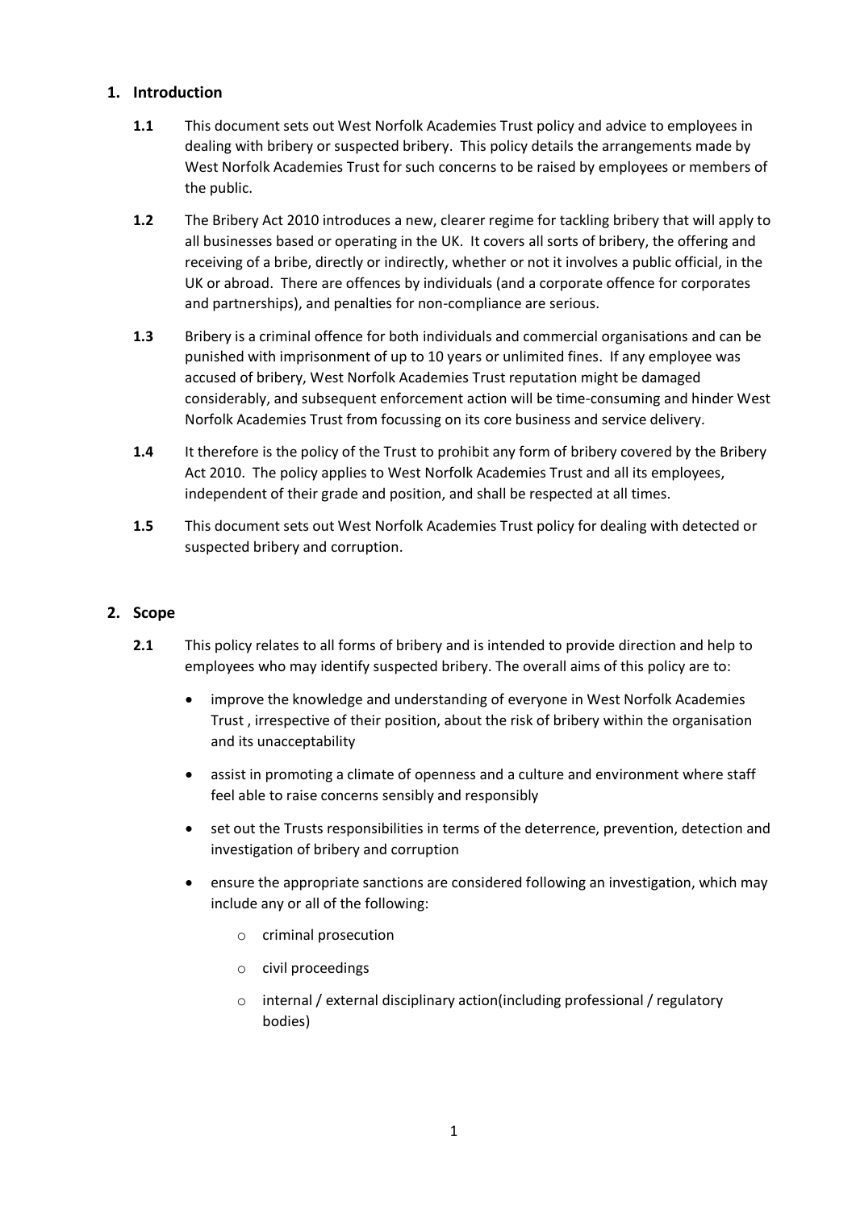## 1. Introduction

**1.1** This document sets out West Norfolk Academies Trust policy and advice to employees in dealing with bribery or suspected bribery. This policy details the arrangements made by West Norfolk Academies Trust for such concerns to be raised by employees or members of the public.

**1.2** The Bribery Act 2010 introduces a new, clearer regime for tackling bribery that will apply to all businesses based or operating in the UK. It covers all sorts of bribery, the offering and receiving of a bribe, directly or indirectly, whether or not it involves a public official, in the UK or abroad. There are offences by individuals (and a corporate offence for corporates and partnerships), and penalties for non-compliance are serious.

**1.3** Bribery is a criminal offence for both individuals and commercial organisations and can be punished with imprisonment of up to 10 years or unlimited fines. If any employee was accused of bribery, West Norfolk Academies Trust reputation might be damaged considerably, and subsequent enforcement action will be time-consuming and hinder West Norfolk Academies Trust from focussing on its core business and service delivery.

**1.4** It therefore is the policy of the Trust to prohibit any form of bribery covered by the Bribery Act 2010. The policy applies to West Norfolk Academies Trust and all its employees, independent of their grade and position, and shall be respected at all times.

**1.5** This document sets out West Norfolk Academies Trust policy for dealing with detected or suspected bribery and corruption.

## 2. Scope

**2.1** This policy relates to all forms of bribery and is intended to provide direction and help to employees who may identify suspected bribery. The overall aims of this policy are to:

- improve the knowledge and understanding of everyone in West Norfolk Academies Trust , irrespective of their position, about the risk of bribery within the organisation and its unacceptability
- assist in promoting a climate of openness and a culture and environment where staff feel able to raise concerns sensibly and responsibly
- set out the Trusts responsibilities in terms of the deterrence, prevention, detection and investigation of bribery and corruption
- ensure the appropriate sanctions are considered following an investigation, which may include any or all of the following:
  - criminal prosecution
  - civil proceedings
  - internal / external disciplinary action(including professional / regulatory bodies)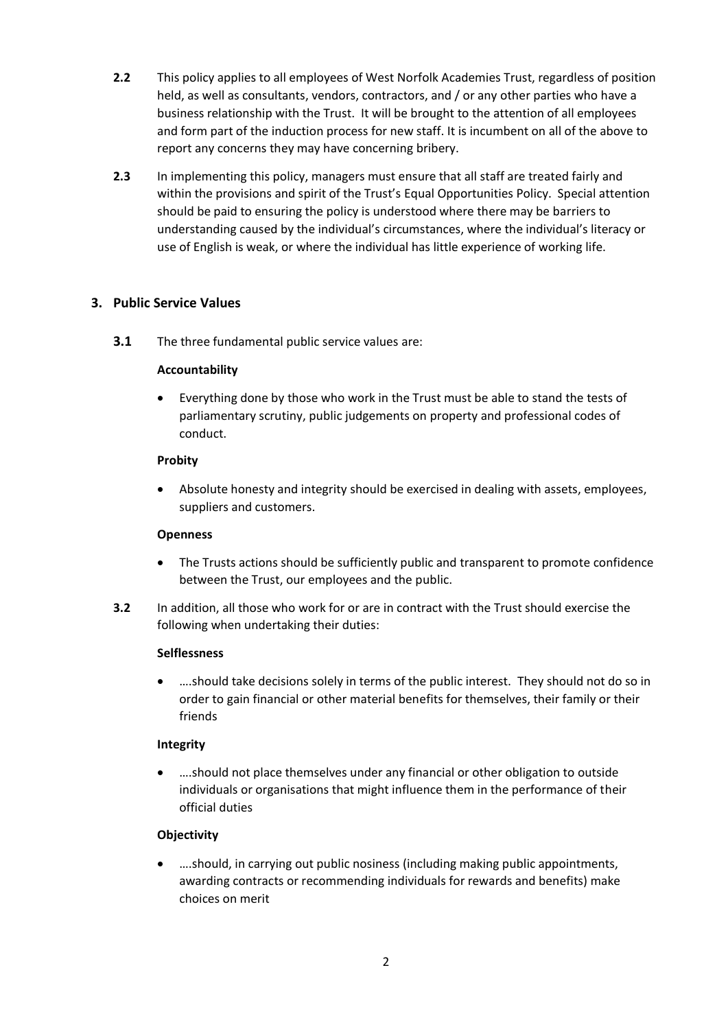**2.2** This policy applies to all employees of West Norfolk Academies Trust, regardless of position held, as well as consultants, vendors, contractors, and / or any other parties who have a business relationship with the Trust. It will be brought to the attention of all employees and form part of the induction process for new staff. It is incumbent on all of the above to report any concerns they may have concerning bribery.

**2.3** In implementing this policy, managers must ensure that all staff are treated fairly and within the provisions and spirit of the Trust's Equal Opportunities Policy. Special attention should be paid to ensuring the policy is understood where there may be barriers to understanding caused by the individual's circumstances, where the individual's literacy or use of English is weak, or where the individual has little experience of working life.

## 3. Public Service Values

**3.1** The three fundamental public service values are:

**Accountability**

- Everything done by those who work in the Trust must be able to stand the tests of parliamentary scrutiny, public judgements on property and professional codes of conduct.

**Probity**

- Absolute honesty and integrity should be exercised in dealing with assets, employees, suppliers and customers.

**Openness**

- The Trusts actions should be sufficiently public and transparent to promote confidence between the Trust, our employees and the public.

**3.2** In addition, all those who work for or are in contract with the Trust should exercise the following when undertaking their duties:

**Selflessness**

- ….should take decisions solely in terms of the public interest. They should not do so in order to gain financial or other material benefits for themselves, their family or their friends

**Integrity**

- ….should not place themselves under any financial or other obligation to outside individuals or organisations that might influence them in the performance of their official duties

**Objectivity**

- ….should, in carrying out public nosiness (including making public appointments, awarding contracts or recommending individuals for rewards and benefits) make choices on merit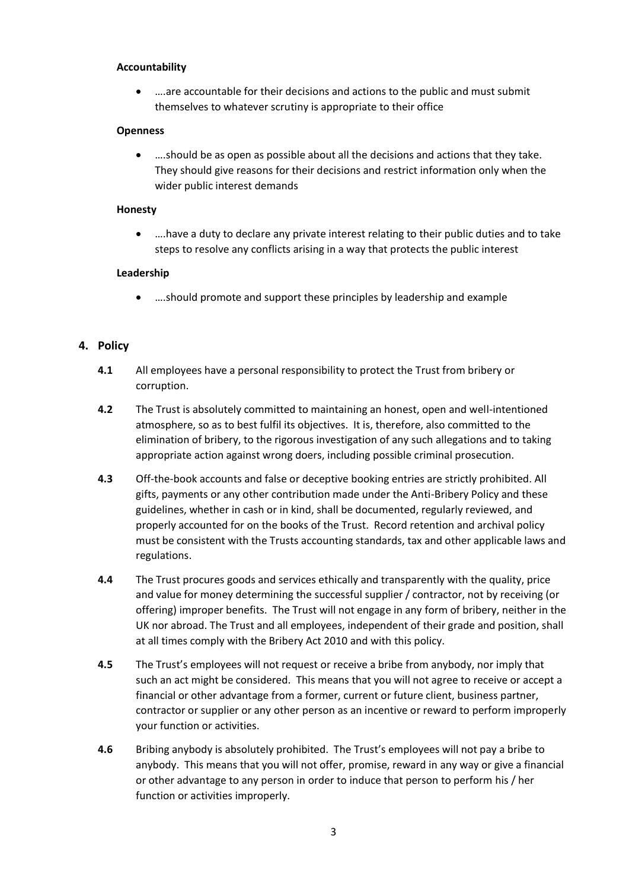**Accountability**

- ….are accountable for their decisions and actions to the public and must submit themselves to whatever scrutiny is appropriate to their office

**Openness**

- ….should be as open as possible about all the decisions and actions that they take. They should give reasons for their decisions and restrict information only when the wider public interest demands

**Honesty**

- ….have a duty to declare any private interest relating to their public duties and to take steps to resolve any conflicts arising in a way that protects the public interest

**Leadership**

- ….should promote and support these principles by leadership and example

## 4. Policy

**4.1** All employees have a personal responsibility to protect the Trust from bribery or corruption.

**4.2** The Trust is absolutely committed to maintaining an honest, open and well-intentioned atmosphere, so as to best fulfil its objectives. It is, therefore, also committed to the elimination of bribery, to the rigorous investigation of any such allegations and to taking appropriate action against wrong doers, including possible criminal prosecution.

**4.3** Off-the-book accounts and false or deceptive booking entries are strictly prohibited. All gifts, payments or any other contribution made under the Anti-Bribery Policy and these guidelines, whether in cash or in kind, shall be documented, regularly reviewed, and properly accounted for on the books of the Trust. Record retention and archival policy must be consistent with the Trusts accounting standards, tax and other applicable laws and regulations.

**4.4** The Trust procures goods and services ethically and transparently with the quality, price and value for money determining the successful supplier / contractor, not by receiving (or offering) improper benefits. The Trust will not engage in any form of bribery, neither in the UK nor abroad. The Trust and all employees, independent of their grade and position, shall at all times comply with the Bribery Act 2010 and with this policy.

**4.5** The Trust's employees will not request or receive a bribe from anybody, nor imply that such an act might be considered. This means that you will not agree to receive or accept a financial or other advantage from a former, current or future client, business partner, contractor or supplier or any other person as an incentive or reward to perform improperly your function or activities.

**4.6** Bribing anybody is absolutely prohibited. The Trust's employees will not pay a bribe to anybody. This means that you will not offer, promise, reward in any way or give a financial or other advantage to any person in order to induce that person to perform his / her function or activities improperly.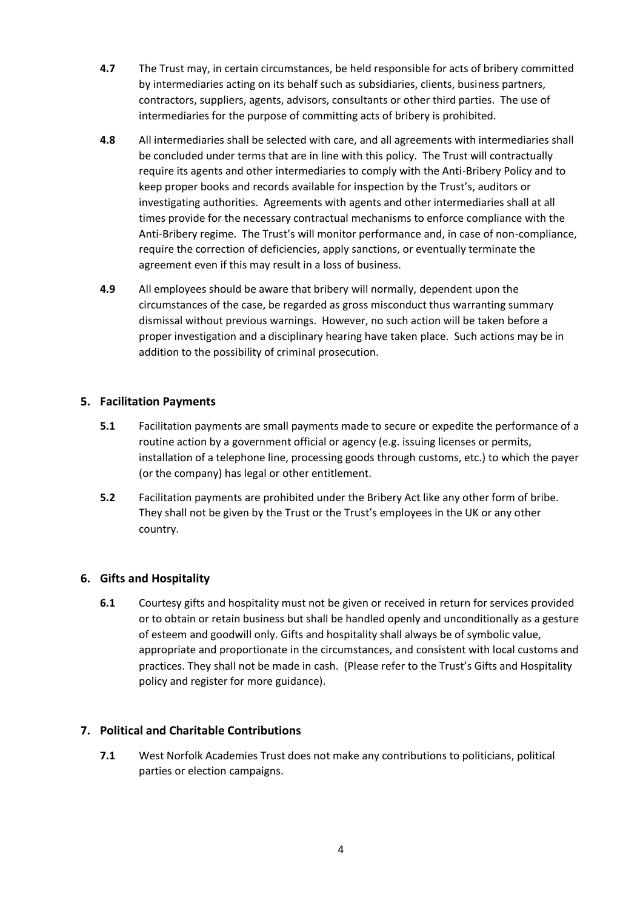**4.7** The Trust may, in certain circumstances, be held responsible for acts of bribery committed by intermediaries acting on its behalf such as subsidiaries, clients, business partners, contractors, suppliers, agents, advisors, consultants or other third parties. The use of intermediaries for the purpose of committing acts of bribery is prohibited.

**4.8** All intermediaries shall be selected with care, and all agreements with intermediaries shall be concluded under terms that are in line with this policy. The Trust will contractually require its agents and other intermediaries to comply with the Anti-Bribery Policy and to keep proper books and records available for inspection by the Trust's, auditors or investigating authorities. Agreements with agents and other intermediaries shall at all times provide for the necessary contractual mechanisms to enforce compliance with the Anti-Bribery regime. The Trust's will monitor performance and, in case of non-compliance, require the correction of deficiencies, apply sanctions, or eventually terminate the agreement even if this may result in a loss of business.

**4.9** All employees should be aware that bribery will normally, dependent upon the circumstances of the case, be regarded as gross misconduct thus warranting summary dismissal without previous warnings. However, no such action will be taken before a proper investigation and a disciplinary hearing have taken place. Such actions may be in addition to the possibility of criminal prosecution.

## 5. Facilitation Payments

**5.1** Facilitation payments are small payments made to secure or expedite the performance of a routine action by a government official or agency (e.g. issuing licenses or permits, installation of a telephone line, processing goods through customs, etc.) to which the payer (or the company) has legal or other entitlement.

**5.2** Facilitation payments are prohibited under the Bribery Act like any other form of bribe. They shall not be given by the Trust or the Trust's employees in the UK or any other country.

## 6. Gifts and Hospitality

**6.1** Courtesy gifts and hospitality must not be given or received in return for services provided or to obtain or retain business but shall be handled openly and unconditionally as a gesture of esteem and goodwill only. Gifts and hospitality shall always be of symbolic value, appropriate and proportionate in the circumstances, and consistent with local customs and practices. They shall not be made in cash. (Please refer to the Trust's Gifts and Hospitality policy and register for more guidance).

## 7. Political and Charitable Contributions

**7.1** West Norfolk Academies Trust does not make any contributions to politicians, political parties or election campaigns.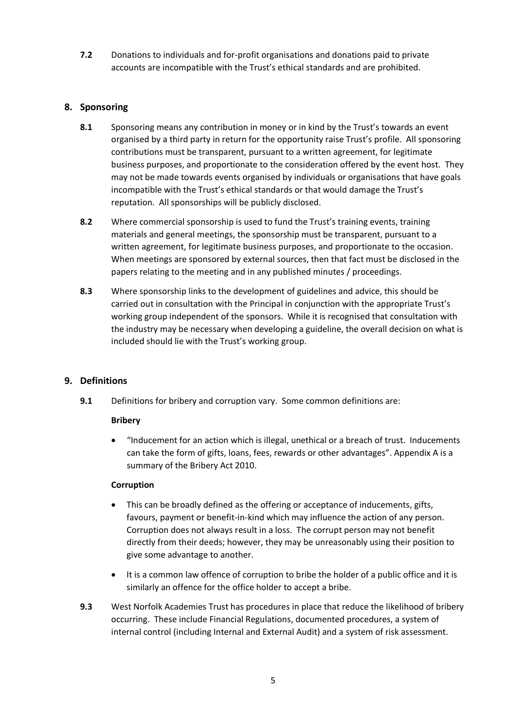**7.2** Donations to individuals and for-profit organisations and donations paid to private accounts are incompatible with the Trust's ethical standards and are prohibited.

## 8. Sponsoring

**8.1** Sponsoring means any contribution in money or in kind by the Trust's towards an event organised by a third party in return for the opportunity raise Trust's profile. All sponsoring contributions must be transparent, pursuant to a written agreement, for legitimate business purposes, and proportionate to the consideration offered by the event host. They may not be made towards events organised by individuals or organisations that have goals incompatible with the Trust's ethical standards or that would damage the Trust's reputation. All sponsorships will be publicly disclosed.

**8.2** Where commercial sponsorship is used to fund the Trust's training events, training materials and general meetings, the sponsorship must be transparent, pursuant to a written agreement, for legitimate business purposes, and proportionate to the occasion. When meetings are sponsored by external sources, then that fact must be disclosed in the papers relating to the meeting and in any published minutes / proceedings.

**8.3** Where sponsorship links to the development of guidelines and advice, this should be carried out in consultation with the Principal in conjunction with the appropriate Trust's working group independent of the sponsors. While it is recognised that consultation with the industry may be necessary when developing a guideline, the overall decision on what is included should lie with the Trust's working group.

## 9. Definitions

**9.1** Definitions for bribery and corruption vary. Some common definitions are:

**Bribery**

- "Inducement for an action which is illegal, unethical or a breach of trust. Inducements can take the form of gifts, loans, fees, rewards or other advantages". Appendix A is a summary of the Bribery Act 2010.

**Corruption**

- This can be broadly defined as the offering or acceptance of inducements, gifts, favours, payment or benefit-in-kind which may influence the action of any person. Corruption does not always result in a loss. The corrupt person may not benefit directly from their deeds; however, they may be unreasonably using their position to give some advantage to another.
- It is a common law offence of corruption to bribe the holder of a public office and it is similarly an offence for the office holder to accept a bribe.

**9.3** West Norfolk Academies Trust has procedures in place that reduce the likelihood of bribery occurring. These include Financial Regulations, documented procedures, a system of internal control (including Internal and External Audit) and a system of risk assessment.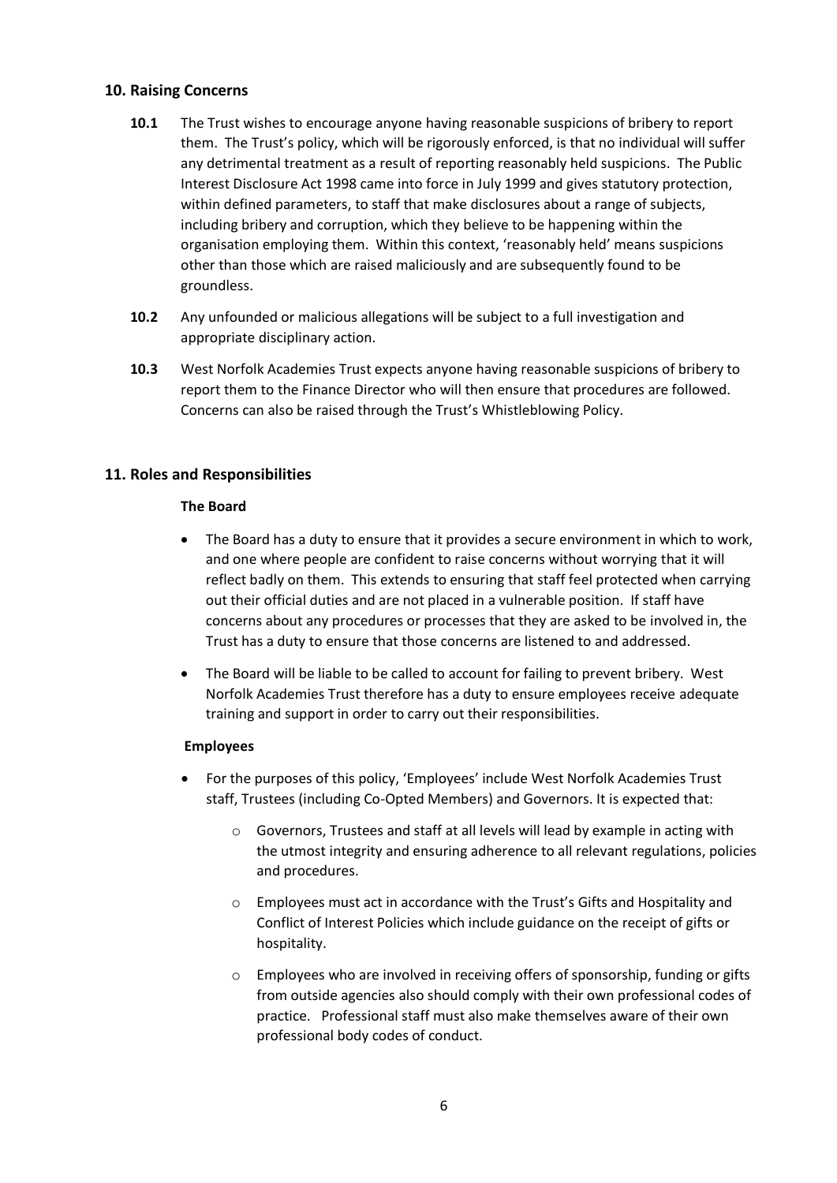## 10. Raising Concerns

**10.1** The Trust wishes to encourage anyone having reasonable suspicions of bribery to report them. The Trust's policy, which will be rigorously enforced, is that no individual will suffer any detrimental treatment as a result of reporting reasonably held suspicions. The Public Interest Disclosure Act 1998 came into force in July 1999 and gives statutory protection, within defined parameters, to staff that make disclosures about a range of subjects, including bribery and corruption, which they believe to be happening within the organisation employing them. Within this context, 'reasonably held' means suspicions other than those which are raised maliciously and are subsequently found to be groundless.

**10.2** Any unfounded or malicious allegations will be subject to a full investigation and appropriate disciplinary action.

**10.3** West Norfolk Academies Trust expects anyone having reasonable suspicions of bribery to report them to the Finance Director who will then ensure that procedures are followed. Concerns can also be raised through the Trust's Whistleblowing Policy.

## 11. Roles and Responsibilities

**The Board**

- The Board has a duty to ensure that it provides a secure environment in which to work, and one where people are confident to raise concerns without worrying that it will reflect badly on them. This extends to ensuring that staff feel protected when carrying out their official duties and are not placed in a vulnerable position. If staff have concerns about any procedures or processes that they are asked to be involved in, the Trust has a duty to ensure that those concerns are listened to and addressed.
- The Board will be liable to be called to account for failing to prevent bribery. West Norfolk Academies Trust therefore has a duty to ensure employees receive adequate training and support in order to carry out their responsibilities.

**Employees**

- For the purposes of this policy, 'Employees' include West Norfolk Academies Trust staff, Trustees (including Co-Opted Members) and Governors. It is expected that:
  - Governors, Trustees and staff at all levels will lead by example in acting with the utmost integrity and ensuring adherence to all relevant regulations, policies and procedures.
  - Employees must act in accordance with the Trust's Gifts and Hospitality and Conflict of Interest Policies which include guidance on the receipt of gifts or hospitality.
  - Employees who are involved in receiving offers of sponsorship, funding or gifts from outside agencies also should comply with their own professional codes of practice. Professional staff must also make themselves aware of their own professional body codes of conduct.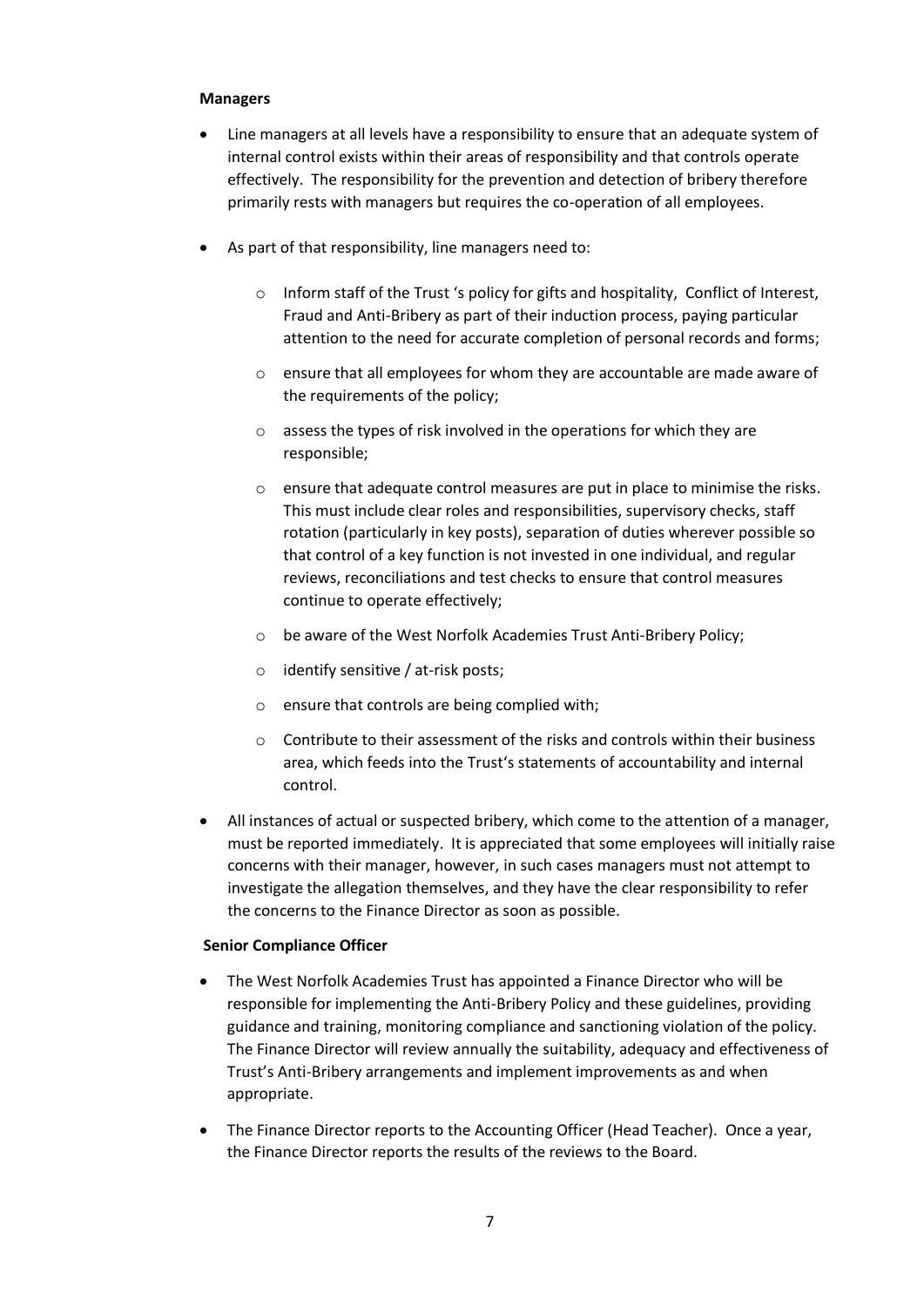**Managers**

- Line managers at all levels have a responsibility to ensure that an adequate system of internal control exists within their areas of responsibility and that controls operate effectively. The responsibility for the prevention and detection of bribery therefore primarily rests with managers but requires the co-operation of all employees.

- As part of that responsibility, line managers need to:

  - Inform staff of the Trust 's policy for gifts and hospitality, Conflict of Interest, Fraud and Anti-Bribery as part of their induction process, paying particular attention to the need for accurate completion of personal records and forms;

  - ensure that all employees for whom they are accountable are made aware of the requirements of the policy;

  - assess the types of risk involved in the operations for which they are responsible;

  - ensure that adequate control measures are put in place to minimise the risks. This must include clear roles and responsibilities, supervisory checks, staff rotation (particularly in key posts), separation of duties wherever possible so that control of a key function is not invested in one individual, and regular reviews, reconciliations and test checks to ensure that control measures continue to operate effectively;

  - be aware of the West Norfolk Academies Trust Anti-Bribery Policy;

  - identify sensitive / at-risk posts;

  - ensure that controls are being complied with;

  - Contribute to their assessment of the risks and controls within their business area, which feeds into the Trust's statements of accountability and internal control.

- All instances of actual or suspected bribery, which come to the attention of a manager, must be reported immediately. It is appreciated that some employees will initially raise concerns with their manager, however, in such cases managers must not attempt to investigate the allegation themselves, and they have the clear responsibility to refer the concerns to the Finance Director as soon as possible.

**Senior Compliance Officer**

- The West Norfolk Academies Trust has appointed a Finance Director who will be responsible for implementing the Anti-Bribery Policy and these guidelines, providing guidance and training, monitoring compliance and sanctioning violation of the policy. The Finance Director will review annually the suitability, adequacy and effectiveness of Trust's Anti-Bribery arrangements and implement improvements as and when appropriate.

- The Finance Director reports to the Accounting Officer (Head Teacher). Once a year, the Finance Director reports the results of the reviews to the Board.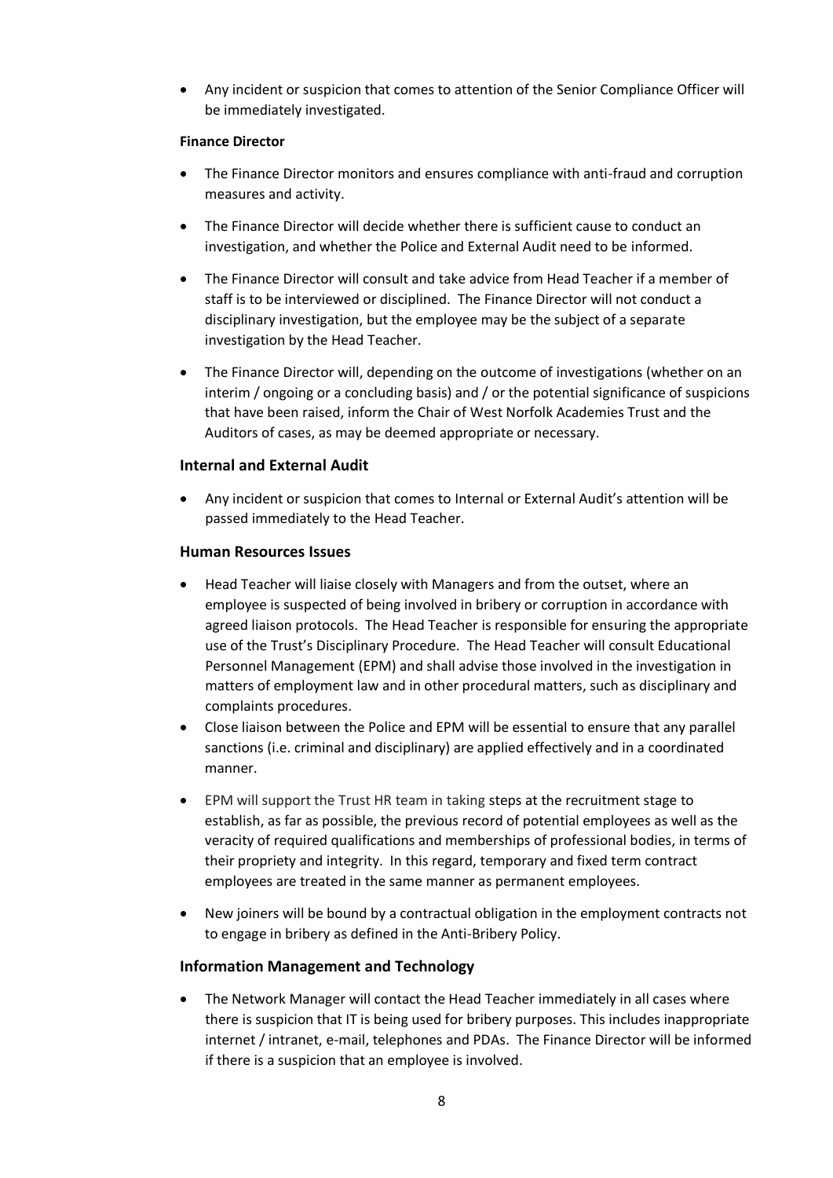- Any incident or suspicion that comes to attention of the Senior Compliance Officer will be immediately investigated.

**Finance Director**

- The Finance Director monitors and ensures compliance with anti-fraud and corruption measures and activity.
- The Finance Director will decide whether there is sufficient cause to conduct an investigation, and whether the Police and External Audit need to be informed.
- The Finance Director will consult and take advice from Head Teacher if a member of staff is to be interviewed or disciplined. The Finance Director will not conduct a disciplinary investigation, but the employee may be the subject of a separate investigation by the Head Teacher.
- The Finance Director will, depending on the outcome of investigations (whether on an interim / ongoing or a concluding basis) and / or the potential significance of suspicions that have been raised, inform the Chair of West Norfolk Academies Trust and the Auditors of cases, as may be deemed appropriate or necessary.

### Internal and External Audit

- Any incident or suspicion that comes to Internal or External Audit's attention will be passed immediately to the Head Teacher.

### Human Resources Issues

- Head Teacher will liaise closely with Managers and from the outset, where an employee is suspected of being involved in bribery or corruption in accordance with agreed liaison protocols. The Head Teacher is responsible for ensuring the appropriate use of the Trust's Disciplinary Procedure. The Head Teacher will consult Educational Personnel Management (EPM) and shall advise those involved in the investigation in matters of employment law and in other procedural matters, such as disciplinary and complaints procedures.
- Close liaison between the Police and EPM will be essential to ensure that any parallel sanctions (i.e. criminal and disciplinary) are applied effectively and in a coordinated manner.
- EPM will support the Trust HR team in taking steps at the recruitment stage to establish, as far as possible, the previous record of potential employees as well as the veracity of required qualifications and memberships of professional bodies, in terms of their propriety and integrity. In this regard, temporary and fixed term contract employees are treated in the same manner as permanent employees.
- New joiners will be bound by a contractual obligation in the employment contracts not to engage in bribery as defined in the Anti-Bribery Policy.

### Information Management and Technology

- The Network Manager will contact the Head Teacher immediately in all cases where there is suspicion that IT is being used for bribery purposes. This includes inappropriate internet / intranet, e-mail, telephones and PDAs. The Finance Director will be informed if there is a suspicion that an employee is involved.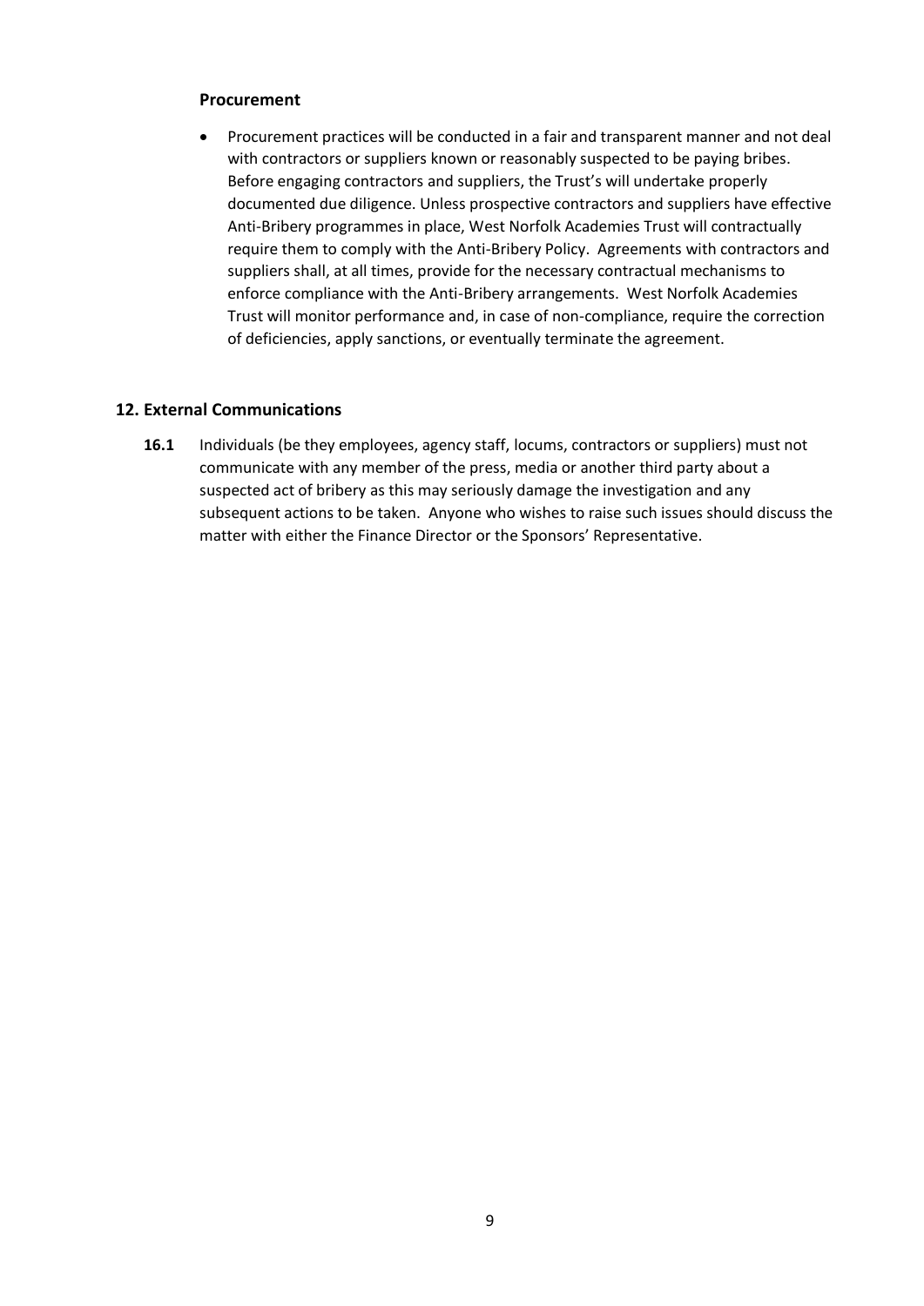### Procurement

- Procurement practices will be conducted in a fair and transparent manner and not deal with contractors or suppliers known or reasonably suspected to be paying bribes. Before engaging contractors and suppliers, the Trust's will undertake properly documented due diligence. Unless prospective contractors and suppliers have effective Anti-Bribery programmes in place, West Norfolk Academies Trust will contractually require them to comply with the Anti-Bribery Policy. Agreements with contractors and suppliers shall, at all times, provide for the necessary contractual mechanisms to enforce compliance with the Anti-Bribery arrangements. West Norfolk Academies Trust will monitor performance and, in case of non-compliance, require the correction of deficiencies, apply sanctions, or eventually terminate the agreement.

## 12. External Communications

**16.1** Individuals (be they employees, agency staff, locums, contractors or suppliers) must not communicate with any member of the press, media or another third party about a suspected act of bribery as this may seriously damage the investigation and any subsequent actions to be taken. Anyone who wishes to raise such issues should discuss the matter with either the Finance Director or the Sponsors' Representative.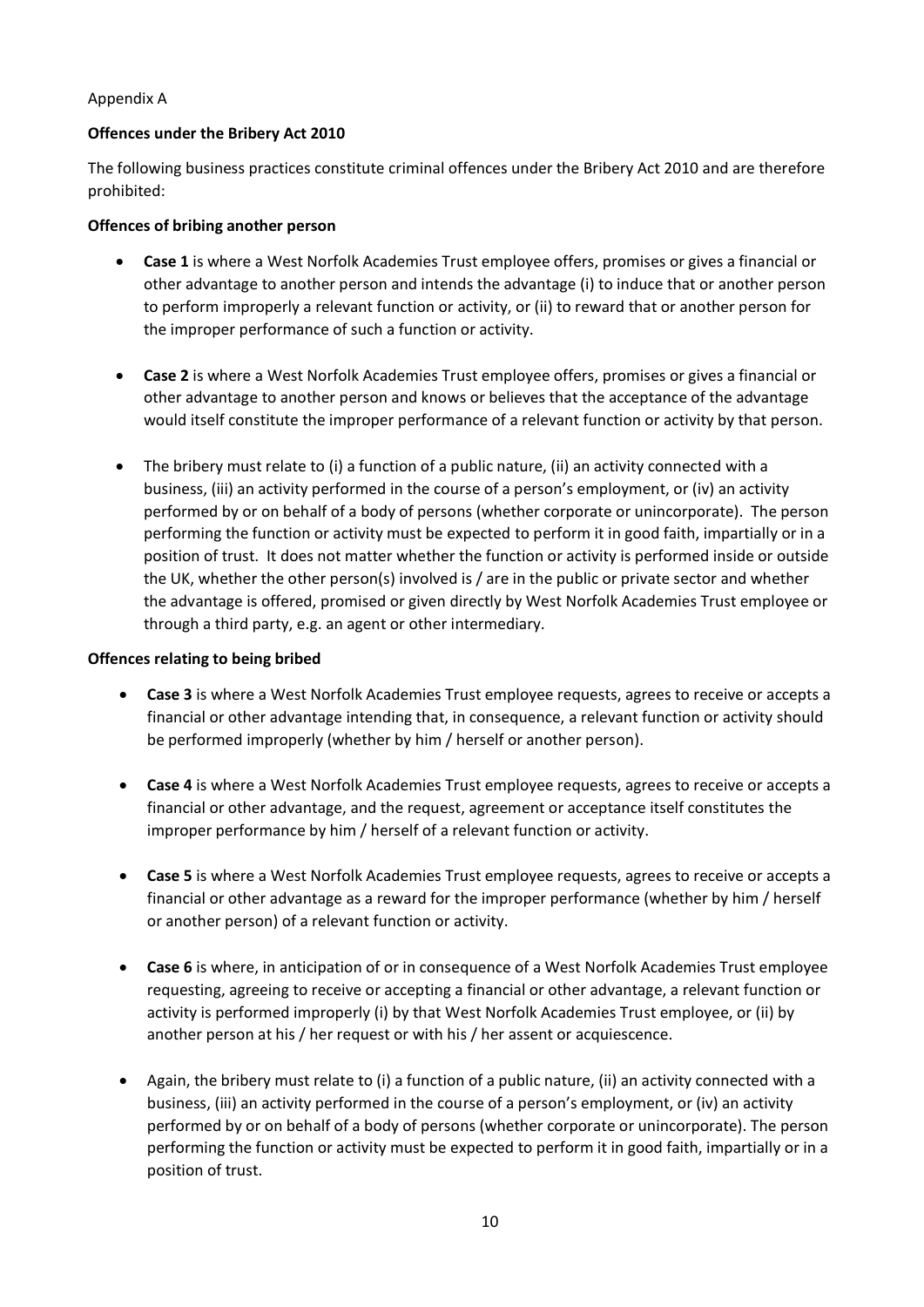Appendix A

**Offences under the Bribery Act 2010**

The following business practices constitute criminal offences under the Bribery Act 2010 and are therefore prohibited:

**Offences of bribing another person**

- **Case 1** is where a West Norfolk Academies Trust employee offers, promises or gives a financial or other advantage to another person and intends the advantage (i) to induce that or another person to perform improperly a relevant function or activity, or (ii) to reward that or another person for the improper performance of such a function or activity.

- **Case 2** is where a West Norfolk Academies Trust employee offers, promises or gives a financial or other advantage to another person and knows or believes that the acceptance of the advantage would itself constitute the improper performance of a relevant function or activity by that person.

- The bribery must relate to (i) a function of a public nature, (ii) an activity connected with a business, (iii) an activity performed in the course of a person's employment, or (iv) an activity performed by or on behalf of a body of persons (whether corporate or unincorporate). The person performing the function or activity must be expected to perform it in good faith, impartially or in a position of trust. It does not matter whether the function or activity is performed inside or outside the UK, whether the other person(s) involved is / are in the public or private sector and whether the advantage is offered, promised or given directly by West Norfolk Academies Trust employee or through a third party, e.g. an agent or other intermediary.

**Offences relating to being bribed**

- **Case 3** is where a West Norfolk Academies Trust employee requests, agrees to receive or accepts a financial or other advantage intending that, in consequence, a relevant function or activity should be performed improperly (whether by him / herself or another person).

- **Case 4** is where a West Norfolk Academies Trust employee requests, agrees to receive or accepts a financial or other advantage, and the request, agreement or acceptance itself constitutes the improper performance by him / herself of a relevant function or activity.

- **Case 5** is where a West Norfolk Academies Trust employee requests, agrees to receive or accepts a financial or other advantage as a reward for the improper performance (whether by him / herself or another person) of a relevant function or activity.

- **Case 6** is where, in anticipation of or in consequence of a West Norfolk Academies Trust employee requesting, agreeing to receive or accepting a financial or other advantage, a relevant function or activity is performed improperly (i) by that West Norfolk Academies Trust employee, or (ii) by another person at his / her request or with his / her assent or acquiescence.

- Again, the bribery must relate to (i) a function of a public nature, (ii) an activity connected with a business, (iii) an activity performed in the course of a person's employment, or (iv) an activity performed by or on behalf of a body of persons (whether corporate or unincorporate). The person performing the function or activity must be expected to perform it in good faith, impartially or in a position of trust.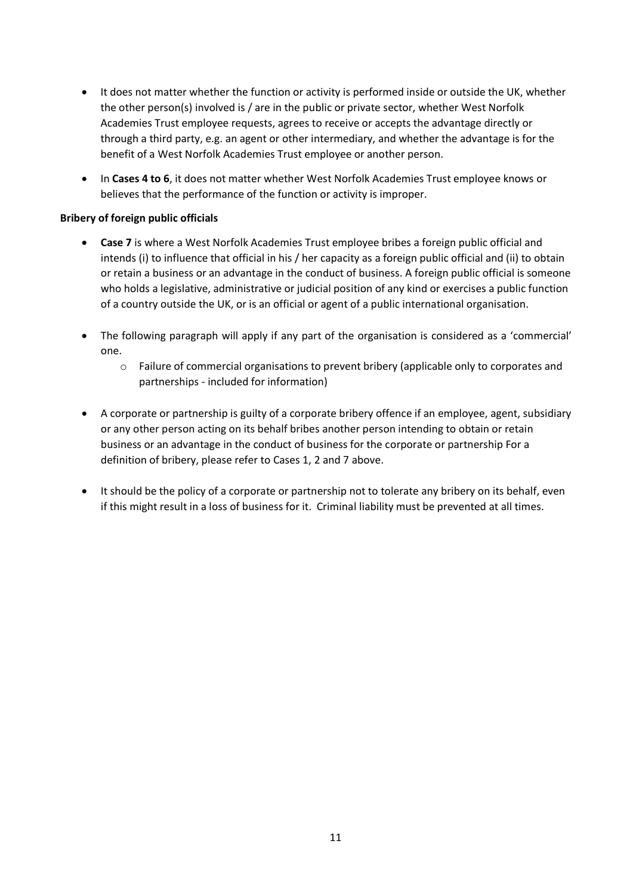- It does not matter whether the function or activity is performed inside or outside the UK, whether the other person(s) involved is / are in the public or private sector, whether West Norfolk Academies Trust employee requests, agrees to receive or accepts the advantage directly or through a third party, e.g. an agent or other intermediary, and whether the advantage is for the benefit of a West Norfolk Academies Trust employee or another person.
- In **Cases 4 to 6**, it does not matter whether West Norfolk Academies Trust employee knows or believes that the performance of the function or activity is improper.

**Bribery of foreign public officials**

- **Case 7** is where a West Norfolk Academies Trust employee bribes a foreign public official and intends (i) to influence that official in his / her capacity as a foreign public official and (ii) to obtain or retain a business or an advantage in the conduct of business. A foreign public official is someone who holds a legislative, administrative or judicial position of any kind or exercises a public function of a country outside the UK, or is an official or agent of a public international organisation.
- The following paragraph will apply if any part of the organisation is considered as a 'commercial' one.
  - Failure of commercial organisations to prevent bribery (applicable only to corporates and partnerships - included for information)
- A corporate or partnership is guilty of a corporate bribery offence if an employee, agent, subsidiary or any other person acting on its behalf bribes another person intending to obtain or retain business or an advantage in the conduct of business for the corporate or partnership For a definition of bribery, please refer to Cases 1, 2 and 7 above.
- It should be the policy of a corporate or partnership not to tolerate any bribery on its behalf, even if this might result in a loss of business for it. Criminal liability must be prevented at all times.